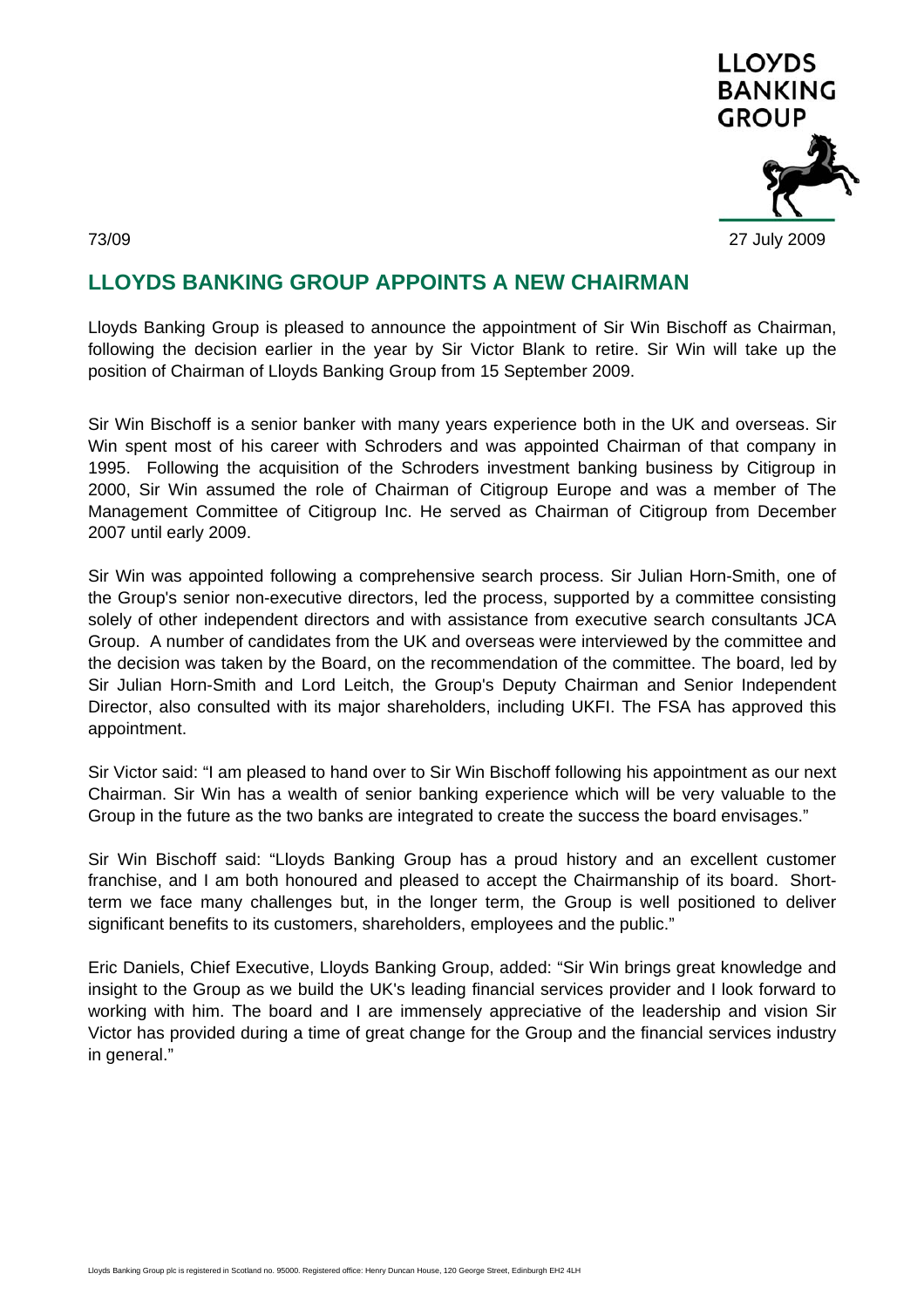LLOYDS BANKING GROUP

73/09

27 July 2009

# LLOYDS BANKING GROUP APPOINTS A NEW CHAIRMAN

Lloyds Banking Group is pleased to announce the appointment of Sir Win Bischoff as Chairman, following the decision earlier in the year by Sir Victor Blank to retire. Sir Win will take up the position of Chairman of Lloyds Banking Group from 15 September 2009.

Sir Win Bischoff is a senior banker with many years experience both in the UK and overseas. Sir Win spent most of his career with Schroders and was appointed Chairman of that company in 1995. Following the acquisition of the Schroders investment banking business by Citigroup in 2000, Sir Win assumed the role of Chairman of Citigroup Europe and was a member of The Management Committee of Citigroup Inc. He served as Chairman of Citigroup from December 2007 until early 2009.

Sir Win was appointed following a comprehensive search process. Sir Julian Horn-Smith, one of the Group's senior non-executive directors, led the process, supported by a committee consisting solely of other independent directors and with assistance from executive search consultants JCA Group. A number of candidates from the UK and overseas were interviewed by the committee and the decision was taken by the Board, on the recommendation of the committee. The board, led by Sir Julian Horn-Smith and Lord Leitch, the Group's Deputy Chairman and Senior Independent Director, also consulted with its major shareholders, including UKFI. The FSA has approved this appointment.

Sir Victor said: "I am pleased to hand over to Sir Win Bischoff following his appointment as our next Chairman. Sir Win has a wealth of senior banking experience which will be very valuable to the Group in the future as the two banks are integrated to create the success the board envisages."

Sir Win Bischoff said: "Lloyds Banking Group has a proud history and an excellent customer franchise, and I am both honoured and pleased to accept the Chairmanship of its board. Short-term we face many challenges but, in the longer term, the Group is well positioned to deliver significant benefits to its customers, shareholders, employees and the public."

Eric Daniels, Chief Executive, Lloyds Banking Group, added: "Sir Win brings great knowledge and insight to the Group as we build the UK's leading financial services provider and I look forward to working with him. The board and I are immensely appreciative of the leadership and vision Sir Victor has provided during a time of great change for the Group and the financial services industry in general."

Lloyds Banking Group plc is registered in Scotland no. 95000. Registered office: Henry Duncan House, 120 George Street, Edinburgh EH2 4LH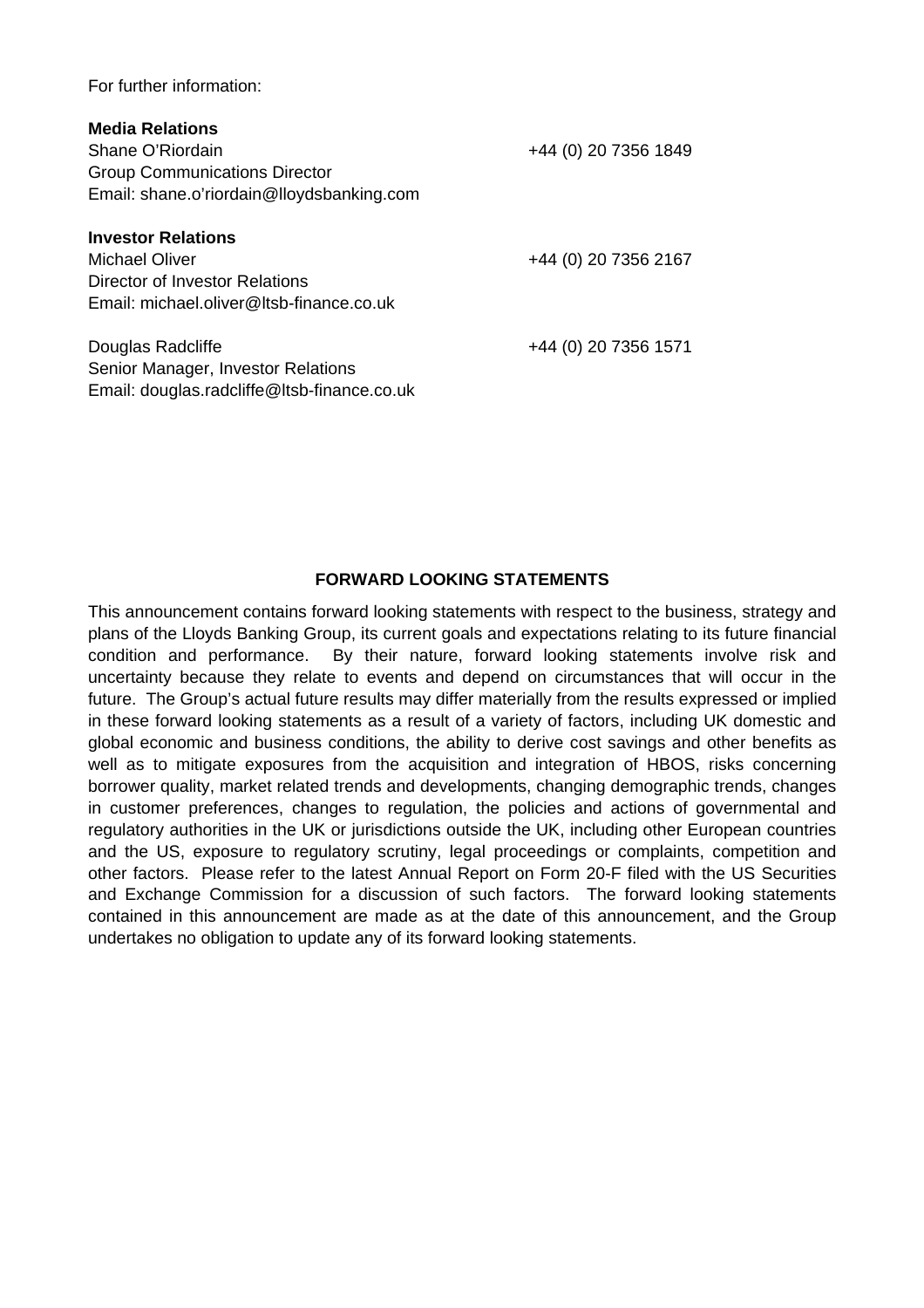For further information:

**Media Relations**

Shane O'Riordain +44 (0) 20 7356 1849
Group Communications Director
Email: shane.o'riordain@lloydsbanking.com

**Investor Relations**

Michael Oliver +44 (0) 20 7356 2167
Director of Investor Relations
Email: michael.oliver@ltsb-finance.co.uk

Douglas Radcliffe +44 (0) 20 7356 1571
Senior Manager, Investor Relations
Email: douglas.radcliffe@ltsb-finance.co.uk

**FORWARD LOOKING STATEMENTS**

This announcement contains forward looking statements with respect to the business, strategy and plans of the Lloyds Banking Group, its current goals and expectations relating to its future financial condition and performance. By their nature, forward looking statements involve risk and uncertainty because they relate to events and depend on circumstances that will occur in the future. The Group's actual future results may differ materially from the results expressed or implied in these forward looking statements as a result of a variety of factors, including UK domestic and global economic and business conditions, the ability to derive cost savings and other benefits as well as to mitigate exposures from the acquisition and integration of HBOS, risks concerning borrower quality, market related trends and developments, changing demographic trends, changes in customer preferences, changes to regulation, the policies and actions of governmental and regulatory authorities in the UK or jurisdictions outside the UK, including other European countries and the US, exposure to regulatory scrutiny, legal proceedings or complaints, competition and other factors. Please refer to the latest Annual Report on Form 20-F filed with the US Securities and Exchange Commission for a discussion of such factors. The forward looking statements contained in this announcement are made as at the date of this announcement, and the Group undertakes no obligation to update any of its forward looking statements.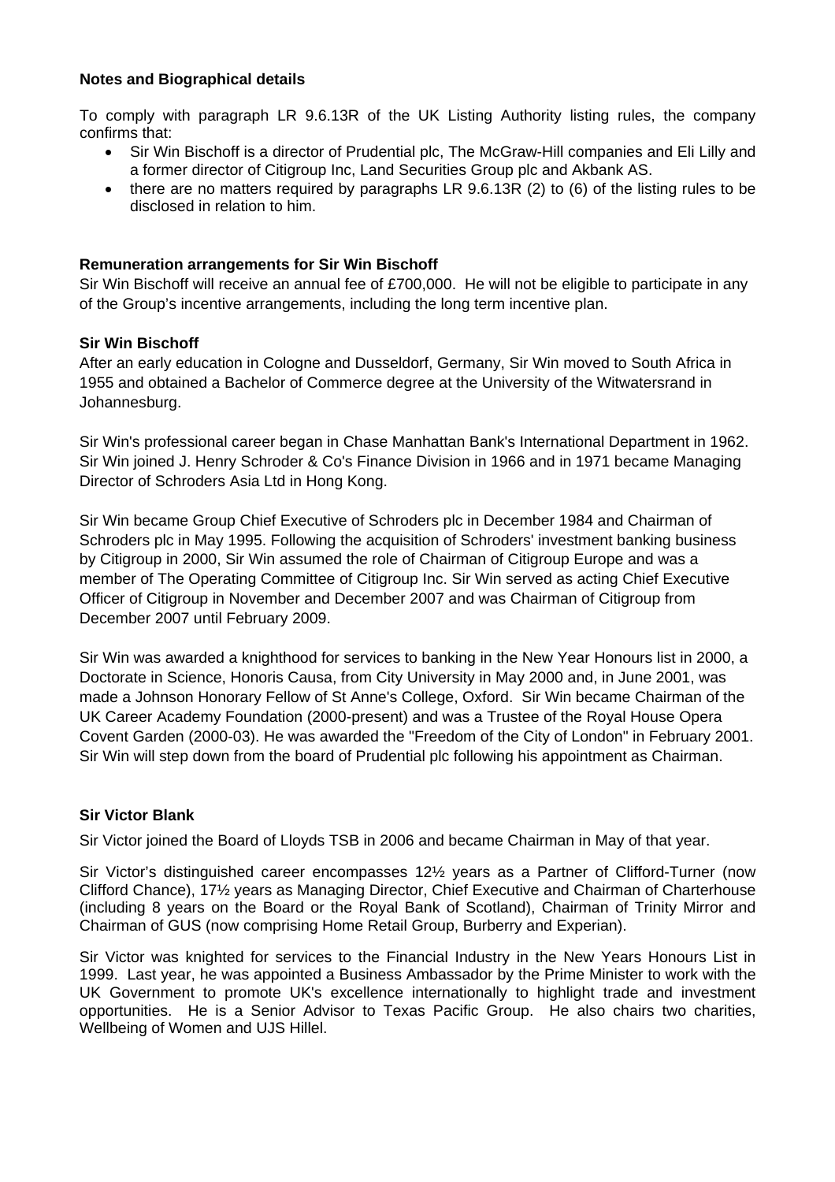**Notes and Biographical details**

To comply with paragraph LR 9.6.13R of the UK Listing Authority listing rules, the company confirms that:

- Sir Win Bischoff is a director of Prudential plc, The McGraw-Hill companies and Eli Lilly and a former director of Citigroup Inc, Land Securities Group plc and Akbank AS.
- there are no matters required by paragraphs LR 9.6.13R (2) to (6) of the listing rules to be disclosed in relation to him.

**Remuneration arrangements for Sir Win Bischoff**

Sir Win Bischoff will receive an annual fee of £700,000. He will not be eligible to participate in any of the Group's incentive arrangements, including the long term incentive plan.

**Sir Win Bischoff**

After an early education in Cologne and Dusseldorf, Germany, Sir Win moved to South Africa in 1955 and obtained a Bachelor of Commerce degree at the University of the Witwatersrand in Johannesburg.

Sir Win's professional career began in Chase Manhattan Bank's International Department in 1962. Sir Win joined J. Henry Schroder & Co's Finance Division in 1966 and in 1971 became Managing Director of Schroders Asia Ltd in Hong Kong.

Sir Win became Group Chief Executive of Schroders plc in December 1984 and Chairman of Schroders plc in May 1995. Following the acquisition of Schroders' investment banking business by Citigroup in 2000, Sir Win assumed the role of Chairman of Citigroup Europe and was a member of The Operating Committee of Citigroup Inc. Sir Win served as acting Chief Executive Officer of Citigroup in November and December 2007 and was Chairman of Citigroup from December 2007 until February 2009.

Sir Win was awarded a knighthood for services to banking in the New Year Honours list in 2000, a Doctorate in Science, Honoris Causa, from City University in May 2000 and, in June 2001, was made a Johnson Honorary Fellow of St Anne's College, Oxford. Sir Win became Chairman of the UK Career Academy Foundation (2000-present) and was a Trustee of the Royal House Opera Covent Garden (2000-03). He was awarded the "Freedom of the City of London" in February 2001. Sir Win will step down from the board of Prudential plc following his appointment as Chairman.

**Sir Victor Blank**

Sir Victor joined the Board of Lloyds TSB in 2006 and became Chairman in May of that year.

Sir Victor's distinguished career encompasses 12½ years as a Partner of Clifford-Turner (now Clifford Chance), 17½ years as Managing Director, Chief Executive and Chairman of Charterhouse (including 8 years on the Board or the Royal Bank of Scotland), Chairman of Trinity Mirror and Chairman of GUS (now comprising Home Retail Group, Burberry and Experian).

Sir Victor was knighted for services to the Financial Industry in the New Years Honours List in 1999. Last year, he was appointed a Business Ambassador by the Prime Minister to work with the UK Government to promote UK's excellence internationally to highlight trade and investment opportunities. He is a Senior Advisor to Texas Pacific Group. He also chairs two charities, Wellbeing of Women and UJS Hillel.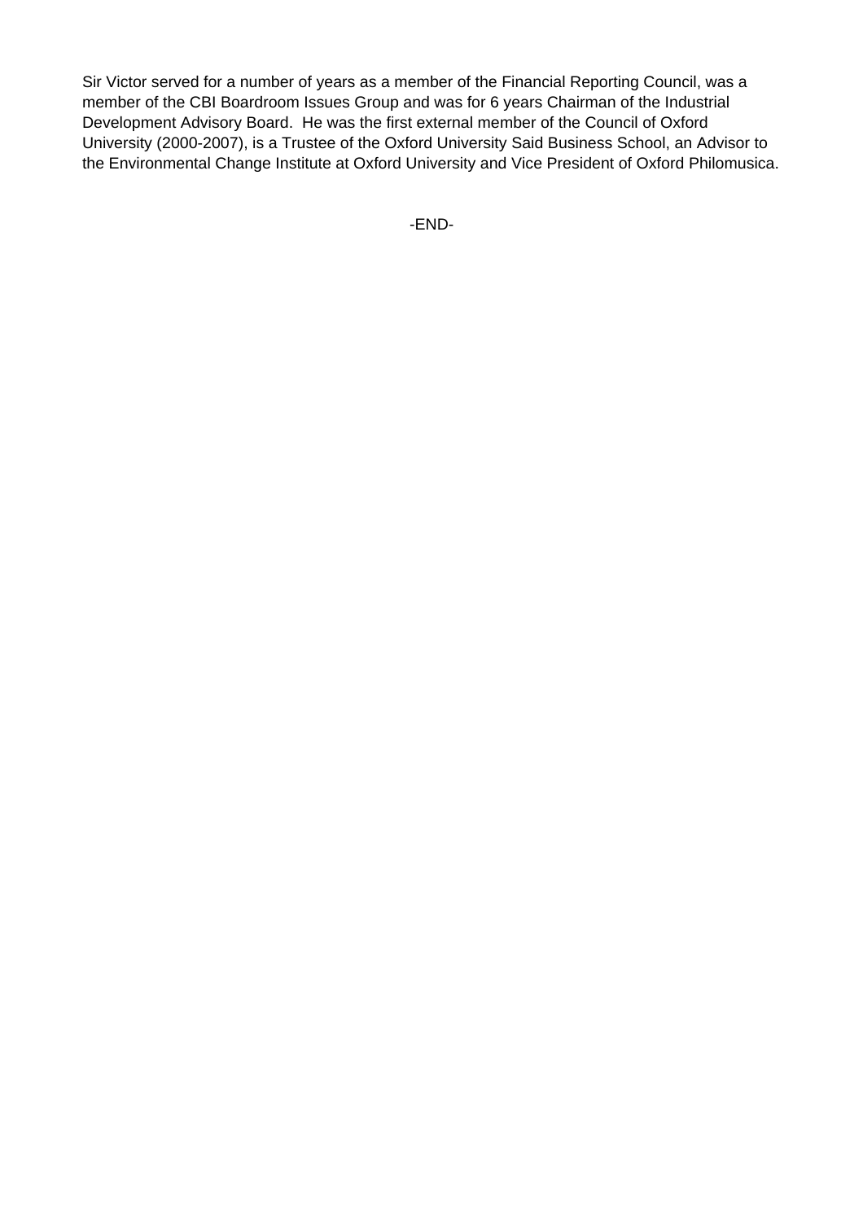Sir Victor served for a number of years as a member of the Financial Reporting Council, was a member of the CBI Boardroom Issues Group and was for 6 years Chairman of the Industrial Development Advisory Board. He was the first external member of the Council of Oxford University (2000-2007), is a Trustee of the Oxford University Said Business School, an Advisor to the Environmental Change Institute at Oxford University and Vice President of Oxford Philomusica.

-END-